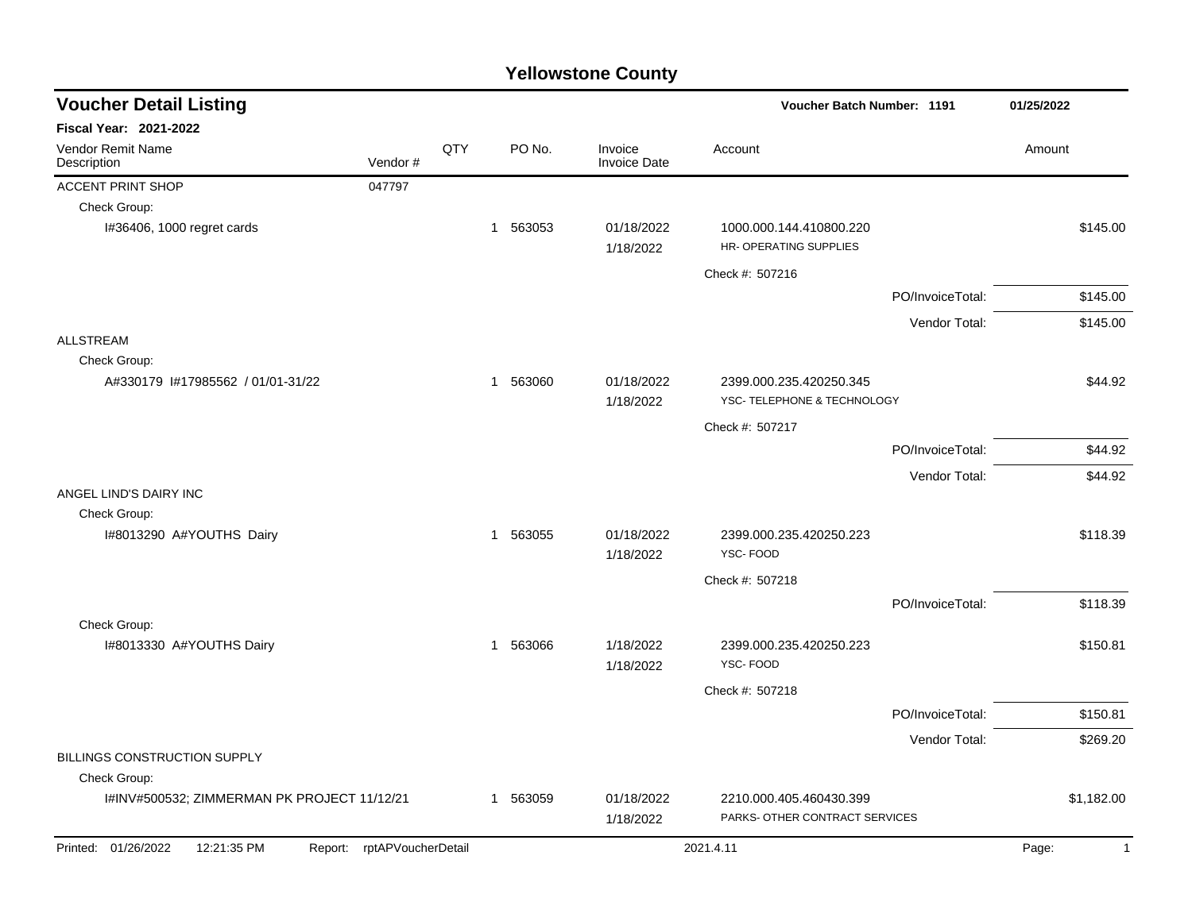# Yellowstone County

## Voucher Detail Listing

**Voucher Batch Number: 1191** | **01/25/2022**

**Fiscal Year: 2021-2022**

| Vendor Remit Name / Description | Vendor # | QTY | PO No. | Invoice / Invoice Date | Account | Amount |
|---|---|---|---|---|---|---|
| ACCENT PRINT SHOP | 047797 | | | | | |
| Check Group: | | | | | | |
| I#36406, 1000 regret cards | | 1 | 563053 | 01/18/2022 / 1/18/2022 | 1000.000.144.410800.220 HR- OPERATING SUPPLIES | $145.00 |
| | | | | | Check #: 507216 | |
| | | | | | PO/InvoiceTotal: | $145.00 |
| | | | | | Vendor Total: | $145.00 |
| ALLSTREAM | | | | | | |
| Check Group: | | | | | | |
| A#330179 I#17985562 / 01/01-31/22 | | 1 | 563060 | 01/18/2022 / 1/18/2022 | 2399.000.235.420250.345 YSC- TELEPHONE & TECHNOLOGY | $44.92 |
| | | | | | Check #: 507217 | |
| | | | | | PO/InvoiceTotal: | $44.92 |
| | | | | | Vendor Total: | $44.92 |
| ANGEL LIND'S DAIRY INC | | | | | | |
| Check Group: | | | | | | |
| I#8013290 A#YOUTHS Dairy | | 1 | 563055 | 01/18/2022 / 1/18/2022 | 2399.000.235.420250.223 YSC- FOOD | $118.39 |
| | | | | | Check #: 507218 | |
| | | | | | PO/InvoiceTotal: | $118.39 |
| Check Group: | | | | | | |
| I#8013330 A#YOUTHS Dairy | | 1 | 563066 | 1/18/2022 / 1/18/2022 | 2399.000.235.420250.223 YSC- FOOD | $150.81 |
| | | | | | Check #: 507218 | |
| | | | | | PO/InvoiceTotal: | $150.81 |
| | | | | | Vendor Total: | $269.20 |
| BILLINGS CONSTRUCTION SUPPLY | | | | | | |
| Check Group: | | | | | | |
| I#INV#500532; ZIMMERMAN PK PROJECT 11/12/21 | | 1 | 563059 | 01/18/2022 / 1/18/2022 | 2210.000.405.460430.399 PARKS- OTHER CONTRACT SERVICES | $1,182.00 |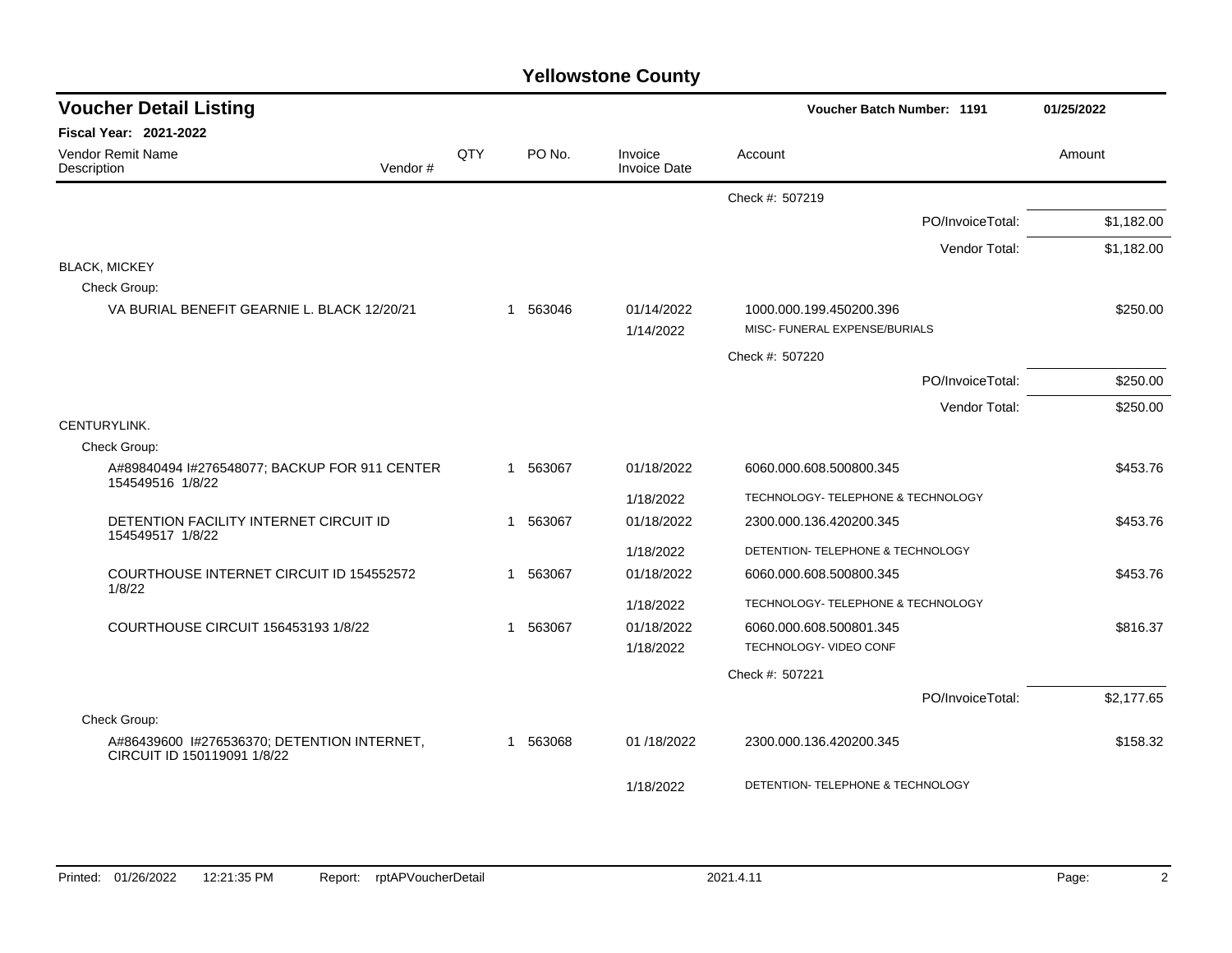# Yellowstone County

## Voucher Detail Listing

**Voucher Batch Number: 1191** 01/25/2022

**Fiscal Year: 2021-2022**

| Vendor Remit Name / Description | Vendor # | QTY | PO No. | Invoice / Invoice Date | Account | Amount |
|---|---|---|---|---|---|---|
| | | | | | Check #: 507219 | |
| | | | | | PO/InvoiceTotal: | $1,182.00 |
| | | | | | Vendor Total: | $1,182.00 |
| BLACK, MICKEY | | | | | | |
| Check Group: | | | | | | |
| VA BURIAL BENEFIT GEARNIE L. BLACK 12/20/21 | | 1 | 563046 | 01/14/2022 | 1000.000.199.450200.396 | $250.00 |
| | | | | 1/14/2022 | MISC- FUNERAL EXPENSE/BURIALS | |
| | | | | | Check #: 507220 | |
| | | | | | PO/InvoiceTotal: | $250.00 |
| | | | | | Vendor Total: | $250.00 |
| CENTURYLINK. | | | | | | |
| Check Group: | | | | | | |
| A#89840494 I#276548077; BACKUP FOR 911 CENTER 154549516 1/8/22 | | 1 | 563067 | 01/18/2022 | 6060.000.608.500800.345 | $453.76 |
| | | | | 1/18/2022 | TECHNOLOGY- TELEPHONE & TECHNOLOGY | |
| DETENTION FACILITY INTERNET CIRCUIT ID 154549517 1/8/22 | | 1 | 563067 | 01/18/2022 | 2300.000.136.420200.345 | $453.76 |
| | | | | 1/18/2022 | DETENTION- TELEPHONE & TECHNOLOGY | |
| COURTHOUSE INTERNET CIRCUIT ID 154552572 1/8/22 | | 1 | 563067 | 01/18/2022 | 6060.000.608.500800.345 | $453.76 |
| | | | | 1/18/2022 | TECHNOLOGY- TELEPHONE & TECHNOLOGY | |
| COURTHOUSE CIRCUIT 156453193 1/8/22 | | 1 | 563067 | 01/18/2022 | 6060.000.608.500801.345 | $816.37 |
| | | | | 1/18/2022 | TECHNOLOGY- VIDEO CONF | |
| | | | | | Check #: 507221 | |
| | | | | | PO/InvoiceTotal: | $2,177.65 |
| Check Group: | | | | | | |
| A#86439600 I#276536370; DETENTION INTERNET, CIRCUIT ID 150119091 1/8/22 | | 1 | 563068 | 01 /18/2022 | 2300.000.136.420200.345 | $158.32 |
| | | | | 1/18/2022 | DETENTION- TELEPHONE & TECHNOLOGY | |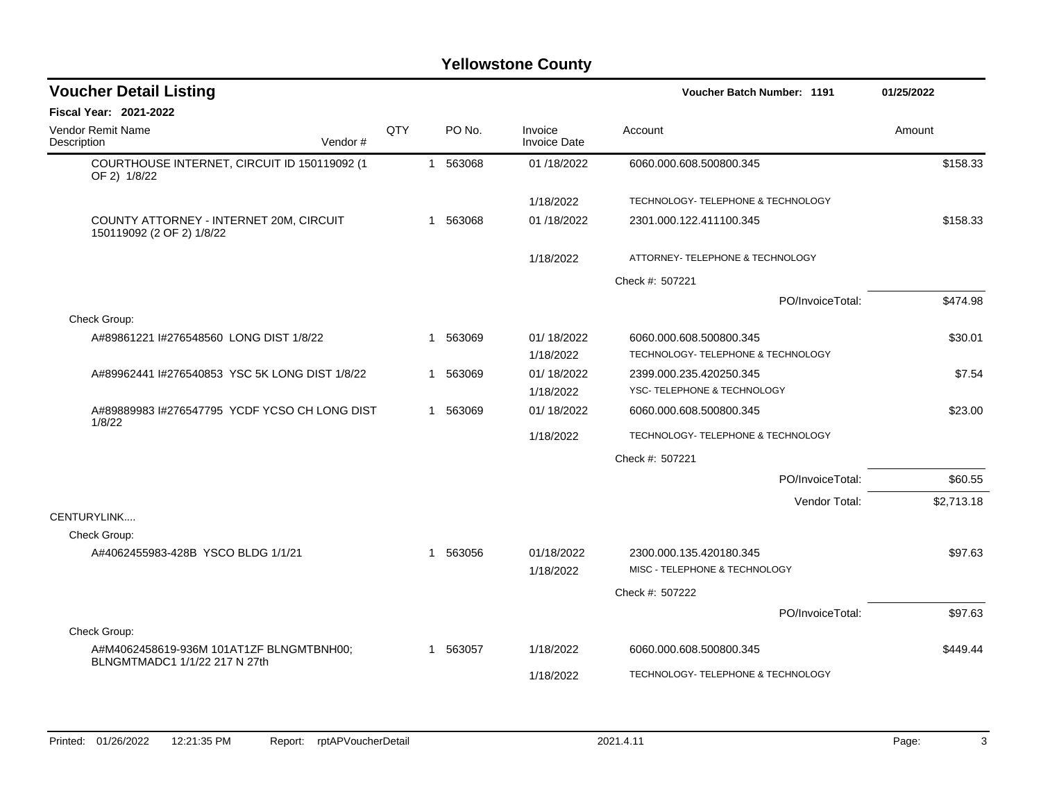# Yellowstone County

## Voucher Detail Listing

**Voucher Batch Number: 1191** 01/25/2022

**Fiscal Year: 2021-2022**

| Vendor Remit Name / Description | Vendor # | QTY | PO No. | Invoice / Invoice Date | Account | Amount |
|---|---|---|---|---|---|---|
| COURTHOUSE INTERNET, CIRCUIT ID 150119092 (1 OF 2) 1/8/22 | | 1 | 563068 | 01 /18/2022 | 6060.000.608.500800.345 | $158.33 |
| | | | | 1/18/2022 | TECHNOLOGY- TELEPHONE & TECHNOLOGY | |
| COUNTY ATTORNEY - INTERNET 20M, CIRCUIT 150119092 (2 OF 2) 1/8/22 | | 1 | 563068 | 01 /18/2022 | 2301.000.122.411100.345 | $158.33 |
| | | | | 1/18/2022 | ATTORNEY- TELEPHONE & TECHNOLOGY | |
| | | | | | Check #: 507221 | |
| | | | | | PO/InvoiceTotal: | $474.98 |
| Check Group: | | | | | | |
| A#89861221 I#276548560 LONG DIST 1/8/22 | | 1 | 563069 | 01/ 18/2022 | 6060.000.608.500800.345 | $30.01 |
| | | | | 1/18/2022 | TECHNOLOGY- TELEPHONE & TECHNOLOGY | |
| A#89962441 I#276540853 YSC 5K LONG DIST 1/8/22 | | 1 | 563069 | 01/ 18/2022 | 2399.000.235.420250.345 | $7.54 |
| | | | | 1/18/2022 | YSC- TELEPHONE & TECHNOLOGY | |
| A#89889983 I#276547795 YCDF YCSO CH LONG DIST 1/8/22 | | 1 | 563069 | 01/ 18/2022 | 6060.000.608.500800.345 | $23.00 |
| | | | | 1/18/2022 | TECHNOLOGY- TELEPHONE & TECHNOLOGY | |
| | | | | | Check #: 507221 | |
| | | | | | PO/InvoiceTotal: | $60.55 |
| | | | | | Vendor Total: | $2,713.18 |
| CENTURYLINK.... | | | | | | |
| Check Group: | | | | | | |
| A#4062455983-428B YSCO BLDG 1/1/21 | | 1 | 563056 | 01/18/2022 | 2300.000.135.420180.345 | $97.63 |
| | | | | 1/18/2022 | MISC - TELEPHONE & TECHNOLOGY | |
| | | | | | Check #: 507222 | |
| | | | | | PO/InvoiceTotal: | $97.63 |
| Check Group: | | | | | | |
| A#M4062458619-936M 101AT1ZF BLNGMTBNH00; BLNGMTMADC1 1/1/22 217 N 27th | | 1 | 563057 | 1/18/2022 | 6060.000.608.500800.345 | $449.44 |
| | | | | 1/18/2022 | TECHNOLOGY- TELEPHONE & TECHNOLOGY | |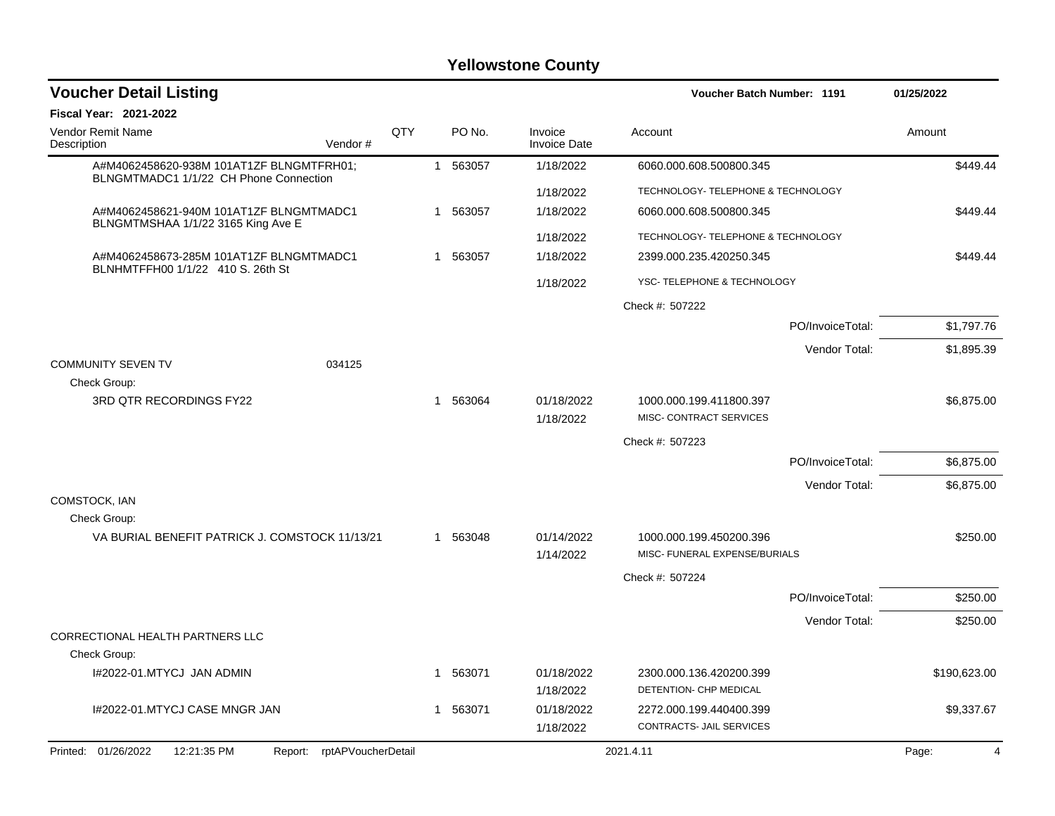# Yellowstone County

## Voucher Detail Listing

**Voucher Batch Number: 1191** | **01/25/2022**

**Fiscal Year: 2021-2022**

| Vendor Remit Name / Description | Vendor # | QTY | PO No. | Invoice / Invoice Date | Account | Amount |
|---|---|---|---|---|---|---|
| A#M4062458620-938M 101AT1ZF BLNGMTFRH01; BLNGMTMADC1 1/1/22 CH Phone Connection | | 1 | 563057 | 1/18/2022 | 6060.000.608.500800.345 | $449.44 |
| | | | | 1/18/2022 | TECHNOLOGY- TELEPHONE & TECHNOLOGY | |
| A#M4062458621-940M 101AT1ZF BLNGMTMADC1 BLNGMTMSHAA 1/1/22 3165 King Ave E | | 1 | 563057 | 1/18/2022 | 6060.000.608.500800.345 | $449.44 |
| | | | | 1/18/2022 | TECHNOLOGY- TELEPHONE & TECHNOLOGY | |
| A#M4062458673-285M 101AT1ZF BLNGMTMADC1 BLNHMTFFH00 1/1/22 410 S. 26th St | | 1 | 563057 | 1/18/2022 | 2399.000.235.420250.345 | $449.44 |
| | | | | 1/18/2022 | YSC- TELEPHONE & TECHNOLOGY | |
| | | | | | Check #: 507222 | |
| | | | | | PO/InvoiceTotal: | $1,797.76 |
| | | | | | Vendor Total: | $1,895.39 |
| COMMUNITY SEVEN TV | 034125 | | | | | |
| Check Group: | | | | | | |
| 3RD QTR RECORDINGS FY22 | | 1 | 563064 | 01/18/2022 | 1000.000.199.411800.397 | $6,875.00 |
| | | | | 1/18/2022 | MISC- CONTRACT SERVICES | |
| | | | | | Check #: 507223 | |
| | | | | | PO/InvoiceTotal: | $6,875.00 |
| | | | | | Vendor Total: | $6,875.00 |
| COMSTOCK, IAN | | | | | | |
| Check Group: | | | | | | |
| VA BURIAL BENEFIT PATRICK J. COMSTOCK 11/13/21 | | 1 | 563048 | 01/14/2022 | 1000.000.199.450200.396 | $250.00 |
| | | | | 1/14/2022 | MISC- FUNERAL EXPENSE/BURIALS | |
| | | | | | Check #: 507224 | |
| | | | | | PO/InvoiceTotal: | $250.00 |
| | | | | | Vendor Total: | $250.00 |
| CORRECTIONAL HEALTH PARTNERS LLC | | | | | | |
| Check Group: | | | | | | |
| I#2022-01.MTYCJ JAN ADMIN | | 1 | 563071 | 01/18/2022 | 2300.000.136.420200.399 | $190,623.00 |
| | | | | 1/18/2022 | DETENTION- CHP MEDICAL | |
| I#2022-01.MTYCJ CASE MNGR JAN | | 1 | 563071 | 01/18/2022 | 2272.000.199.440400.399 | $9,337.67 |
| | | | | 1/18/2022 | CONTRACTS- JAIL SERVICES | |

Printed: 01/26/2022 12:21:35 PM Report: rptAPVoucherDetail 2021.4.11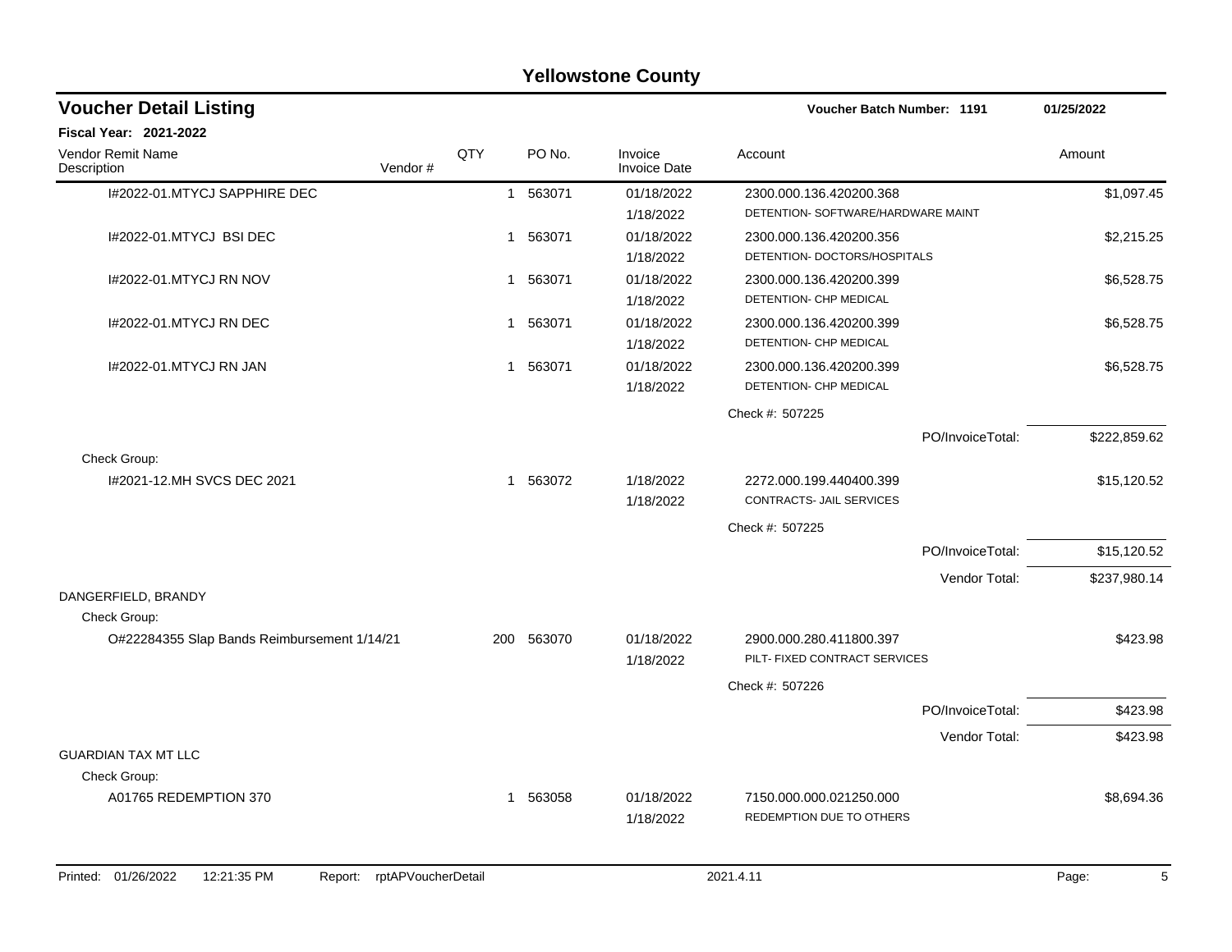# Yellowstone County

## Voucher Detail Listing

**Voucher Batch Number: 1191** **01/25/2022**

**Fiscal Year: 2021-2022**

| Vendor Remit Name / Description | Vendor # | QTY | PO No. | Invoice / Invoice Date | Account | Amount |
|---|---|---|---|---|---|---|
| I#2022-01.MTYCJ SAPPHIRE DEC | | 1 | 563071 | 01/18/2022<br>1/18/2022 | 2300.000.136.420200.368<br>DETENTION- SOFTWARE/HARDWARE MAINT | $1,097.45 |
| I#2022-01.MTYCJ BSI DEC | | 1 | 563071 | 01/18/2022<br>1/18/2022 | 2300.000.136.420200.356<br>DETENTION- DOCTORS/HOSPITALS | $2,215.25 |
| I#2022-01.MTYCJ RN NOV | | 1 | 563071 | 01/18/2022<br>1/18/2022 | 2300.000.136.420200.399<br>DETENTION- CHP MEDICAL | $6,528.75 |
| I#2022-01.MTYCJ RN DEC | | 1 | 563071 | 01/18/2022<br>1/18/2022 | 2300.000.136.420200.399<br>DETENTION- CHP MEDICAL | $6,528.75 |
| I#2022-01.MTYCJ RN JAN | | 1 | 563071 | 01/18/2022<br>1/18/2022 | 2300.000.136.420200.399<br>DETENTION- CHP MEDICAL | $6,528.75 |
| | | | | | Check #: 507225 | |
| | | | | | PO/InvoiceTotal: | $222,859.62 |
| Check Group: | | | | | | |
| I#2021-12.MH SVCS DEC 2021 | | 1 | 563072 | 1/18/2022<br>1/18/2022 | 2272.000.199.440400.399<br>CONTRACTS- JAIL SERVICES | $15,120.52 |
| | | | | | Check #: 507225 | |
| | | | | | PO/InvoiceTotal: | $15,120.52 |
| | | | | | Vendor Total: | $237,980.14 |
| DANGERFIELD, BRANDY | | | | | | |
| Check Group: | | | | | | |
| O#22284355 Slap Bands Reimbursement 1/14/21 | | 200 | 563070 | 01/18/2022<br>1/18/2022 | 2900.000.280.411800.397<br>PILT- FIXED CONTRACT SERVICES | $423.98 |
| | | | | | Check #: 507226 | |
| | | | | | PO/InvoiceTotal: | $423.98 |
| | | | | | Vendor Total: | $423.98 |
| GUARDIAN TAX MT LLC | | | | | | |
| Check Group: | | | | | | |
| A01765 REDEMPTION 370 | | 1 | 563058 | 01/18/2022<br>1/18/2022 | 7150.000.000.021250.000<br>REDEMPTION DUE TO OTHERS | $8,694.36 |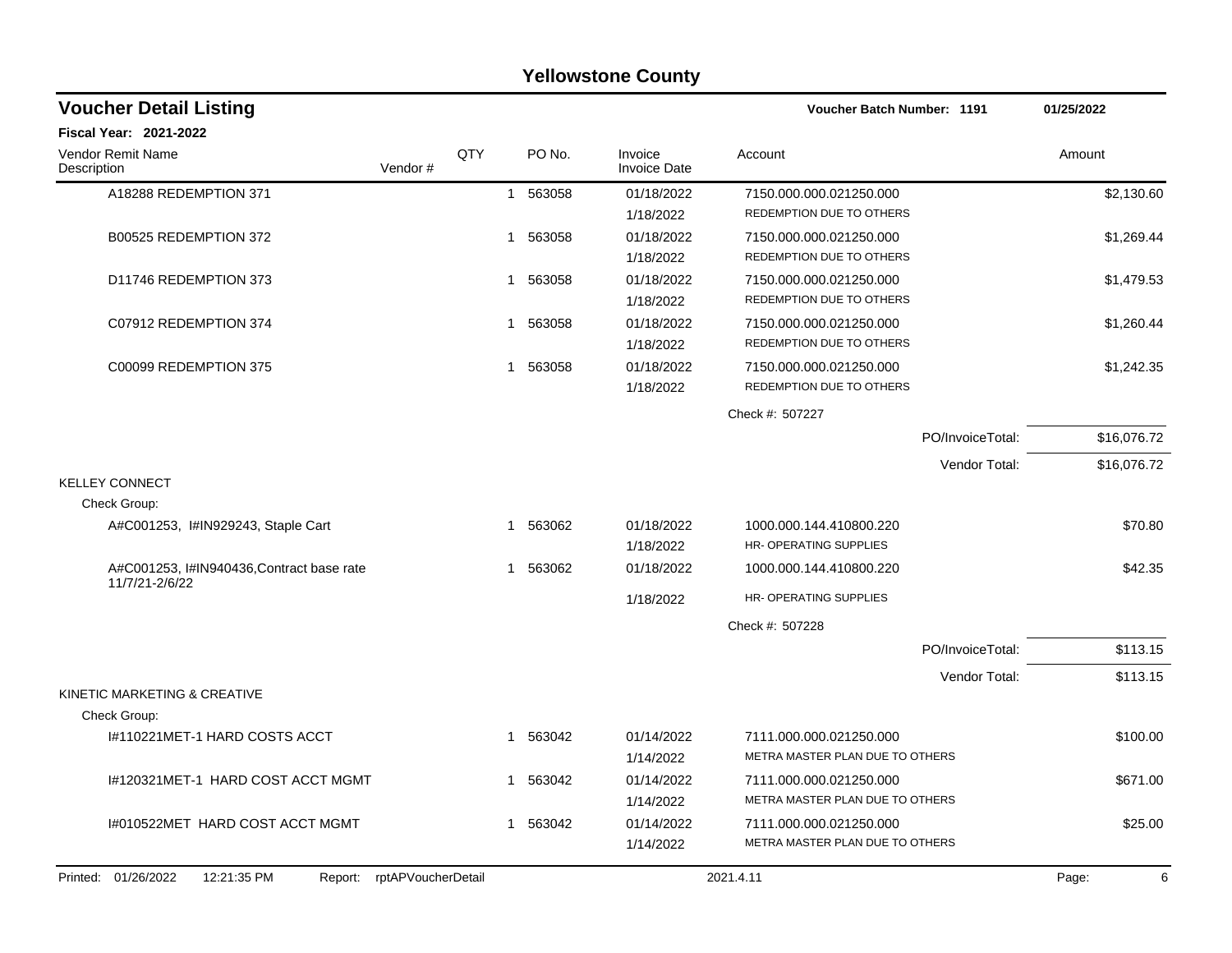# Yellowstone County

## Voucher Detail Listing

**Voucher Batch Number: 1191** — 01/25/2022

**Fiscal Year: 2021-2022**

| Vendor Remit Name / Description | Vendor # | QTY | PO No. | Invoice / Invoice Date | Account | Amount |
|---|---|---|---|---|---|---|
| A18288 REDEMPTION 371 | | 1 | 563058 | 01/18/2022<br>1/18/2022 | 7150.000.000.021250.000<br>REDEMPTION DUE TO OTHERS | $2,130.60 |
| B00525 REDEMPTION 372 | | 1 | 563058 | 01/18/2022<br>1/18/2022 | 7150.000.000.021250.000<br>REDEMPTION DUE TO OTHERS | $1,269.44 |
| D11746 REDEMPTION 373 | | 1 | 563058 | 01/18/2022<br>1/18/2022 | 7150.000.000.021250.000<br>REDEMPTION DUE TO OTHERS | $1,479.53 |
| C07912 REDEMPTION 374 | | 1 | 563058 | 01/18/2022<br>1/18/2022 | 7150.000.000.021250.000<br>REDEMPTION DUE TO OTHERS | $1,260.44 |
| C00099 REDEMPTION 375 | | 1 | 563058 | 01/18/2022<br>1/18/2022 | 7150.000.000.021250.000<br>REDEMPTION DUE TO OTHERS | $1,242.35 |
| | | | | | Check #: 507227 | |
| | | | | | PO/InvoiceTotal: | $16,076.72 |
| | | | | | Vendor Total: | $16,076.72 |
| **KELLEY CONNECT** | | | | | | |
| Check Group: | | | | | | |
| A#C001253, I#IN929243, Staple Cart | | 1 | 563062 | 01/18/2022<br>1/18/2022 | 1000.000.144.410800.220<br>HR- OPERATING SUPPLIES | $70.80 |
| A#C001253, I#IN940436,Contract base rate 11/7/21-2/6/22 | | 1 | 563062 | 01/18/2022<br>1/18/2022 | 1000.000.144.410800.220<br>HR- OPERATING SUPPLIES | $42.35 |
| | | | | | Check #: 507228 | |
| | | | | | PO/InvoiceTotal: | $113.15 |
| | | | | | Vendor Total: | $113.15 |
| **KINETIC MARKETING & CREATIVE** | | | | | | |
| Check Group: | | | | | | |
| I#110221MET-1 HARD COSTS ACCT | | 1 | 563042 | 01/14/2022<br>1/14/2022 | 7111.000.000.021250.000<br>METRA MASTER PLAN DUE TO OTHERS | $100.00 |
| I#120321MET-1 HARD COST ACCT MGMT | | 1 | 563042 | 01/14/2022<br>1/14/2022 | 7111.000.000.021250.000<br>METRA MASTER PLAN DUE TO OTHERS | $671.00 |
| I#010522MET HARD COST ACCT MGMT | | 1 | 563042 | 01/14/2022<br>1/14/2022 | 7111.000.000.021250.000<br>METRA MASTER PLAN DUE TO OTHERS | $25.00 |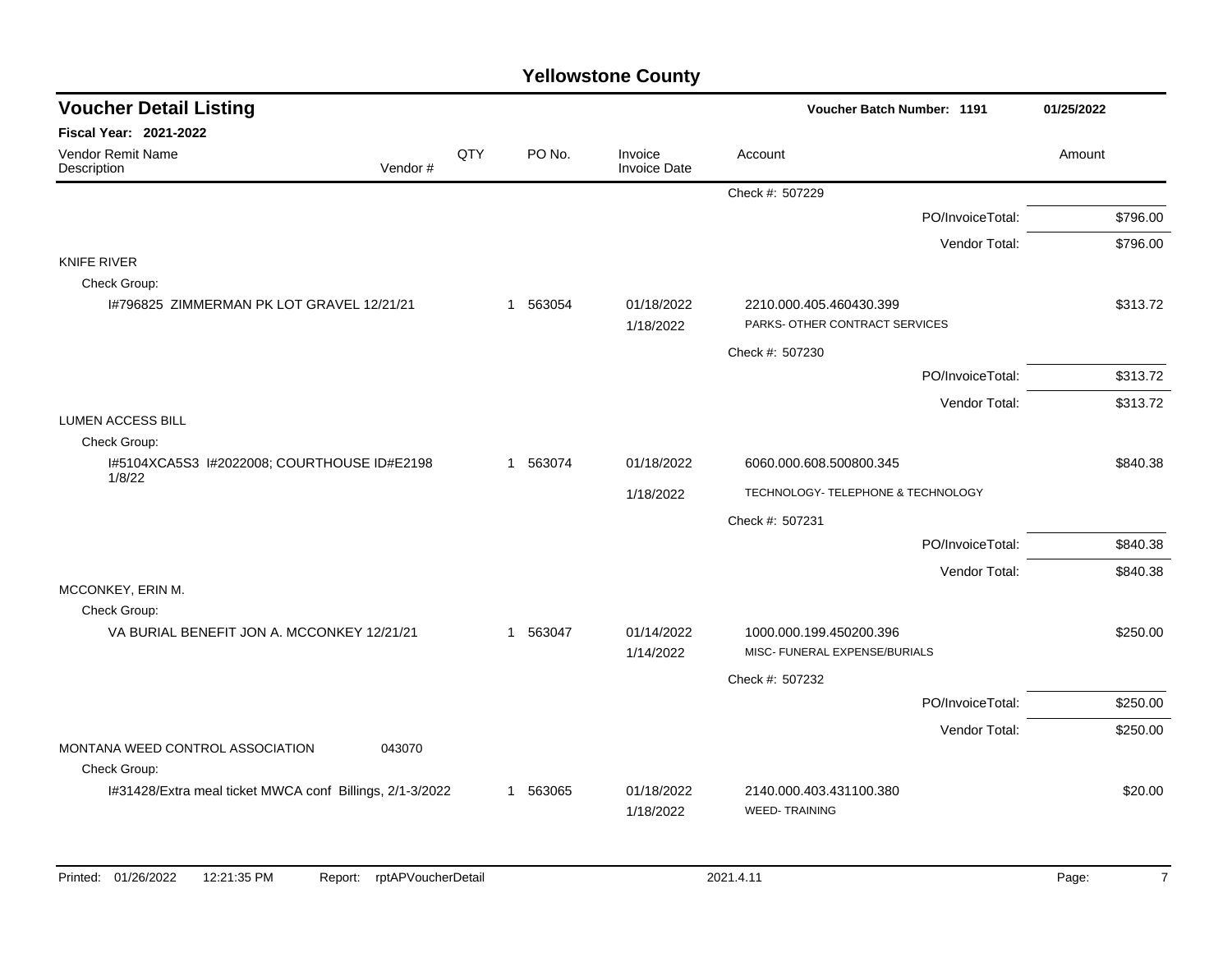# Yellowstone County

## Voucher Detail Listing

**Voucher Batch Number: 1191** — 01/25/2022

**Fiscal Year: 2021-2022**

| Vendor Remit Name / Description | Vendor # | QTY | PO No. | Invoice / Invoice Date | Account | Amount |
|---|---|---|---|---|---|---|
| | | | | | Check #: 507229 | |
| | | | | | PO/InvoiceTotal: | $796.00 |
| | | | | | Vendor Total: | $796.00 |
| KNIFE RIVER | | | | | | |
| Check Group: | | | | | | |
| I#796825 ZIMMERMAN PK LOT GRAVEL 12/21/21 | | 1 | 563054 | 01/18/2022 / 1/18/2022 | 2210.000.405.460430.399 PARKS- OTHER CONTRACT SERVICES | $313.72 |
| | | | | | Check #: 507230 | |
| | | | | | PO/InvoiceTotal: | $313.72 |
| | | | | | Vendor Total: | $313.72 |
| LUMEN ACCESS BILL | | | | | | |
| Check Group: | | | | | | |
| I#5104XCA5S3 I#2022008; COURTHOUSE ID#E2198 1/8/22 | | 1 | 563074 | 01/18/2022 / 1/18/2022 | 6060.000.608.500800.345 TECHNOLOGY- TELEPHONE & TECHNOLOGY | $840.38 |
| | | | | | Check #: 507231 | |
| | | | | | PO/InvoiceTotal: | $840.38 |
| | | | | | Vendor Total: | $840.38 |
| MCCONKEY, ERIN M. | | | | | | |
| Check Group: | | | | | | |
| VA BURIAL BENEFIT JON A. MCCONKEY 12/21/21 | | 1 | 563047 | 01/14/2022 / 1/14/2022 | 1000.000.199.450200.396 MISC- FUNERAL EXPENSE/BURIALS | $250.00 |
| | | | | | Check #: 507232 | |
| | | | | | PO/InvoiceTotal: | $250.00 |
| | | | | | Vendor Total: | $250.00 |
| MONTANA WEED CONTROL ASSOCIATION | 043070 | | | | | |
| Check Group: | | | | | | |
| I#31428/Extra meal ticket MWCA conf Billings, 2/1-3/2022 | | 1 | 563065 | 01/18/2022 / 1/18/2022 | 2140.000.403.431100.380 WEED- TRAINING | $20.00 |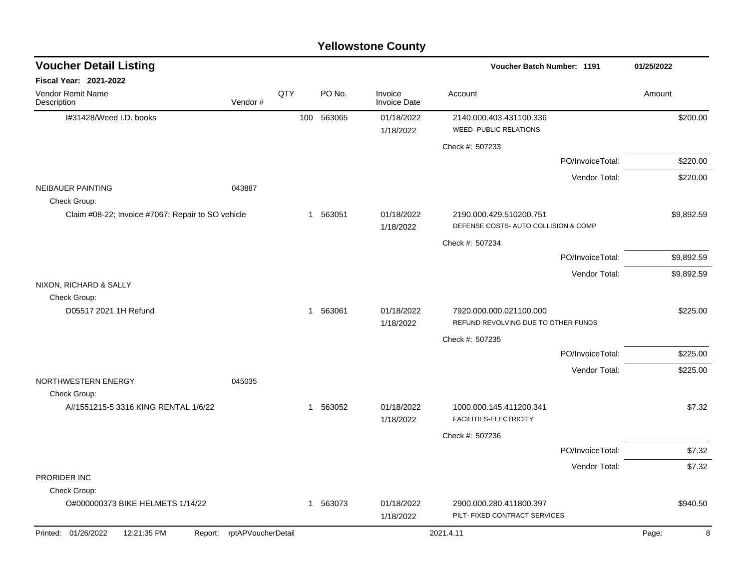# Yellowstone County

## Voucher Detail Listing

**Voucher Batch Number: 1191** | **01/25/2022**

**Fiscal Year: 2021-2022**

| Vendor Remit Name / Description | Vendor # | QTY | PO No. | Invoice / Invoice Date | Account | Amount |
|---|---|---|---|---|---|---|
| I#31428/Weed I.D. books | | 100 | 563065 | 01/18/2022<br>1/18/2022 | 2140.000.403.431100.336<br>WEED- PUBLIC RELATIONS | $200.00 |
| | | | | | Check #: 507233 | |
| | | | | | PO/InvoiceTotal: | $220.00 |
| | | | | | Vendor Total: | $220.00 |
| NEIBAUER PAINTING | 043887 | | | | | |
| Check Group: | | | | | | |
| Claim #08-22; Invoice #7067; Repair to SO vehicle | | 1 | 563051 | 01/18/2022<br>1/18/2022 | 2190.000.429.510200.751<br>DEFENSE COSTS- AUTO COLLISION & COMP | $9,892.59 |
| | | | | | Check #: 507234 | |
| | | | | | PO/InvoiceTotal: | $9,892.59 |
| | | | | | Vendor Total: | $9,892.59 |
| NIXON, RICHARD & SALLY | | | | | | |
| Check Group: | | | | | | |
| D05517 2021 1H Refund | | 1 | 563061 | 01/18/2022<br>1/18/2022 | 7920.000.000.021100.000<br>REFUND REVOLVING DUE TO OTHER FUNDS | $225.00 |
| | | | | | Check #: 507235 | |
| | | | | | PO/InvoiceTotal: | $225.00 |
| | | | | | Vendor Total: | $225.00 |
| NORTHWESTERN ENERGY | 045035 | | | | | |
| Check Group: | | | | | | |
| A#1551215-5 3316 KING RENTAL 1/6/22 | | 1 | 563052 | 01/18/2022<br>1/18/2022 | 1000.000.145.411200.341<br>FACILITIES-ELECTRICITY | $7.32 |
| | | | | | Check #: 507236 | |
| | | | | | PO/InvoiceTotal: | $7.32 |
| | | | | | Vendor Total: | $7.32 |
| PRORIDER INC | | | | | | |
| Check Group: | | | | | | |
| O#000000373 BIKE HELMETS 1/14/22 | | 1 | 563073 | 01/18/2022<br>1/18/2022 | 2900.000.280.411800.397<br>PILT- FIXED CONTRACT SERVICES | $940.50 |

Printed: 01/26/2022 12:21:35 PM Report: rptAPVoucherDetail 2021.4.11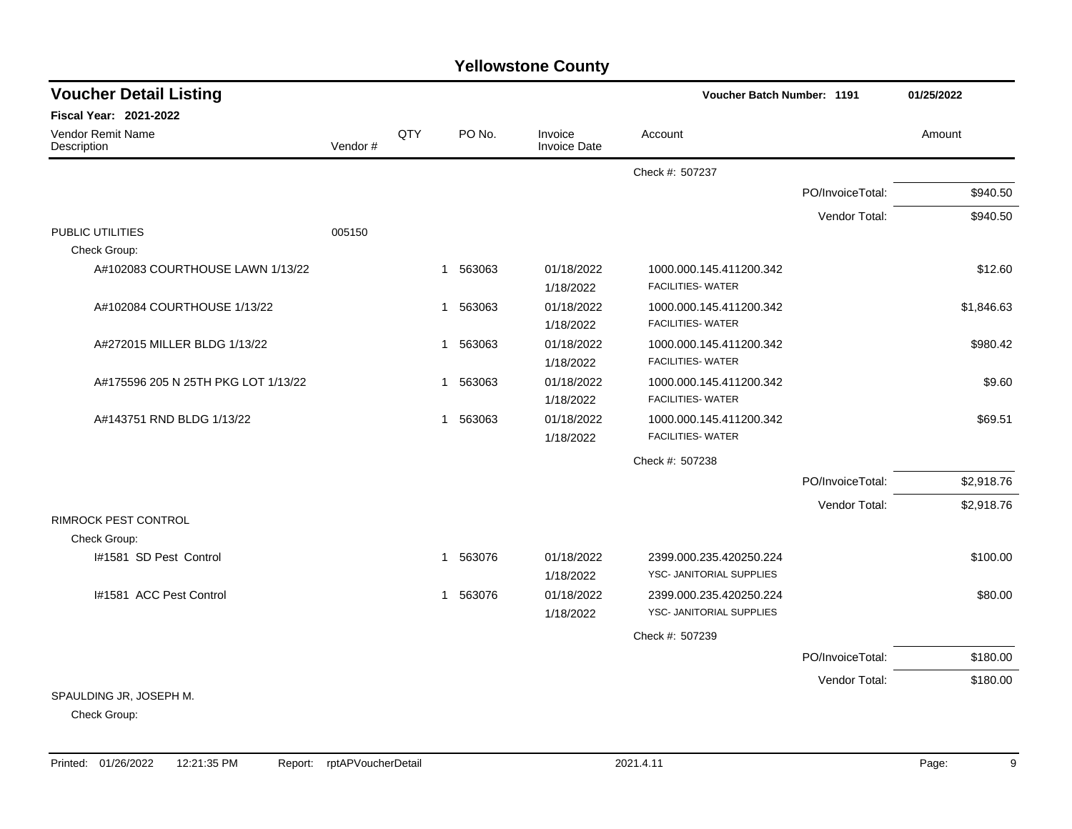# Yellowstone County

## Voucher Detail Listing

**Voucher Batch Number: 1191** — 01/25/2022

**Fiscal Year: 2021-2022**

| Vendor Remit Name / Description | Vendor # | QTY | PO No. | Invoice / Invoice Date | Account | | Amount |
|---|---|---|---|---|---|---|---|
| | | | | | Check #: 507237 | | |
| | | | | | | PO/InvoiceTotal: | $940.50 |
| | | | | | | Vendor Total: | $940.50 |
| PUBLIC UTILITIES | 005150 | | | | | | |
| Check Group: | | | | | | | |
| A#102083 COURTHOUSE LAWN 1/13/22 | | 1 | 563063 | 01/18/2022 1/18/2022 | 1000.000.145.411200.342 FACILITIES- WATER | | $12.60 |
| A#102084 COURTHOUSE 1/13/22 | | 1 | 563063 | 01/18/2022 1/18/2022 | 1000.000.145.411200.342 FACILITIES- WATER | | $1,846.63 |
| A#272015 MILLER BLDG 1/13/22 | | 1 | 563063 | 01/18/2022 1/18/2022 | 1000.000.145.411200.342 FACILITIES- WATER | | $980.42 |
| A#175596 205 N 25TH PKG LOT 1/13/22 | | 1 | 563063 | 01/18/2022 1/18/2022 | 1000.000.145.411200.342 FACILITIES- WATER | | $9.60 |
| A#143751 RND BLDG 1/13/22 | | 1 | 563063 | 01/18/2022 1/18/2022 | 1000.000.145.411200.342 FACILITIES- WATER | | $69.51 |
| | | | | | Check #: 507238 | | |
| | | | | | | PO/InvoiceTotal: | $2,918.76 |
| | | | | | | Vendor Total: | $2,918.76 |
| RIMROCK PEST CONTROL | | | | | | | |
| Check Group: | | | | | | | |
| I#1581 SD Pest Control | | 1 | 563076 | 01/18/2022 1/18/2022 | 2399.000.235.420250.224 YSC- JANITORIAL SUPPLIES | | $100.00 |
| I#1581 ACC Pest Control | | 1 | 563076 | 01/18/2022 1/18/2022 | 2399.000.235.420250.224 YSC- JANITORIAL SUPPLIES | | $80.00 |
| | | | | | Check #: 507239 | | |
| | | | | | | PO/InvoiceTotal: | $180.00 |
| | | | | | | Vendor Total: | $180.00 |
| SPAULDING JR, JOSEPH M. | | | | | | | |
| Check Group: | | | | | | | |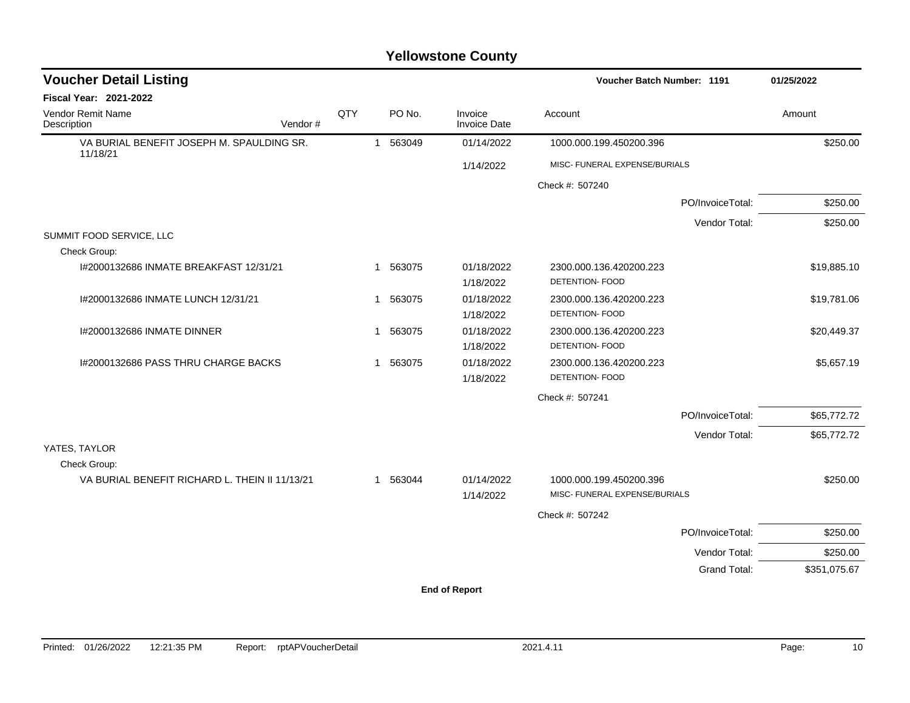# Yellowstone County

## Voucher Detail Listing

**Voucher Batch Number: 1191** — 01/25/2022

**Fiscal Year: 2021-2022**

| Vendor Remit Name / Description | Vendor # | QTY | PO No. | Invoice / Invoice Date | Account | Amount |
|---|---|---|---|---|---|---|
| VA BURIAL BENEFIT JOSEPH M. SPAULDING SR. 11/18/21 | | 1 | 563049 | 01/14/2022 | 1000.000.199.450200.396 | $250.00 |
| | | | | 1/14/2022 | MISC- FUNERAL EXPENSE/BURIALS | |
| | | | | | Check #: 507240 | |
| | | | | | PO/InvoiceTotal: | $250.00 |
| | | | | | Vendor Total: | $250.00 |
| SUMMIT FOOD SERVICE, LLC | | | | | | |
| Check Group: | | | | | | |
| I#2000132686 INMATE BREAKFAST 12/31/21 | | 1 | 563075 | 01/18/2022 | 2300.000.136.420200.223 | $19,885.10 |
| | | | | 1/18/2022 | DETENTION- FOOD | |
| I#2000132686 INMATE LUNCH 12/31/21 | | 1 | 563075 | 01/18/2022 | 2300.000.136.420200.223 | $19,781.06 |
| | | | | 1/18/2022 | DETENTION- FOOD | |
| I#2000132686 INMATE DINNER | | 1 | 563075 | 01/18/2022 | 2300.000.136.420200.223 | $20,449.37 |
| | | | | 1/18/2022 | DETENTION- FOOD | |
| I#2000132686 PASS THRU CHARGE BACKS | | 1 | 563075 | 01/18/2022 | 2300.000.136.420200.223 | $5,657.19 |
| | | | | 1/18/2022 | DETENTION- FOOD | |
| | | | | | Check #: 507241 | |
| | | | | | PO/InvoiceTotal: | $65,772.72 |
| | | | | | Vendor Total: | $65,772.72 |
| YATES, TAYLOR | | | | | | |
| Check Group: | | | | | | |
| VA BURIAL BENEFIT RICHARD L. THEIN II 11/13/21 | | 1 | 563044 | 01/14/2022 | 1000.000.199.450200.396 | $250.00 |
| | | | | 1/14/2022 | MISC- FUNERAL EXPENSE/BURIALS | |
| | | | | | Check #: 507242 | |
| | | | | | PO/InvoiceTotal: | $250.00 |
| | | | | | Vendor Total: | $250.00 |
| | | | | | Grand Total: | $351,075.67 |

**End of Report**

Printed: 01/26/2022 12:21:35 PM Report: rptAPVoucherDetail 2021.4.11